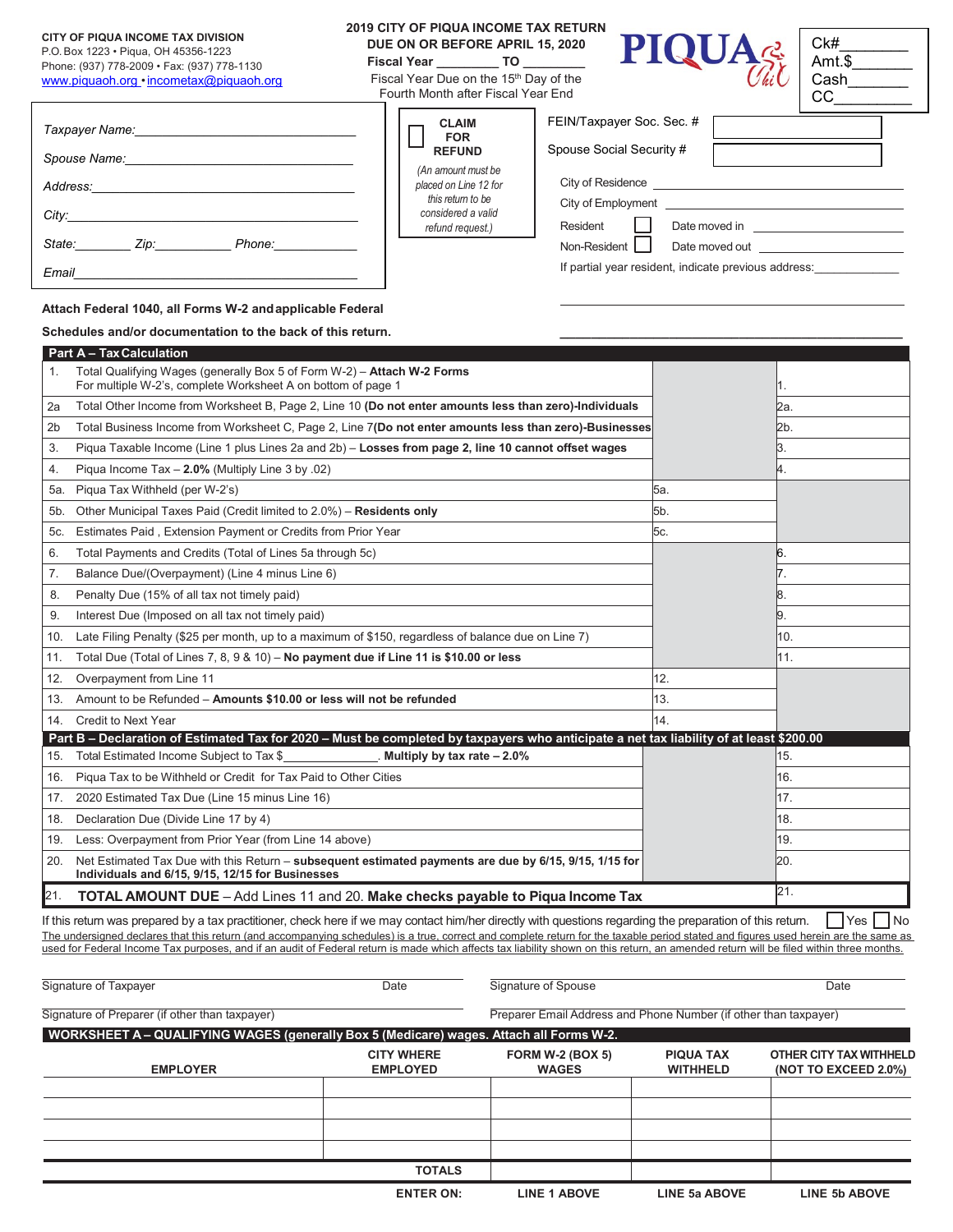**CITY OF PIQUA INCOME TAX DIVISION**
P.O. Box 1223 • Piqua, OH 45356-1223
Phone: (937) 778-2009 • Fax: (937) 778-1130
www.piquaoh.org • incometax@piquaoh.org

**2019 CITY OF PIQUA INCOME TAX RETURN**
**DUE ON OR BEFORE APRIL 15, 2020**
**Fiscal Year** _________ **TO** _________
Fiscal Year Due on the 15th Day of the Fourth Month after Fiscal Year End

PIQUA

Ck#________
Amt.$_______
Cash_______
CC_________

Taxpayer Name:______________________________
Spouse Name:______________________________
Address:______________________________
City:______________________________
State:________ Zip:___________ Phone:____________
Email______________________________

☐ **CLAIM FOR REFUND**
*(An amount must be placed on Line 12 for this return to be considered a valid refund request.)*

FEIN/Taxpayer Soc. Sec. # ____________
Spouse Social Security # ____________
City of Residence ______________________
City of Employment ______________________
Resident ☐ Date moved in ______________________
Non-Resident ☐ Date moved out ______________________
If partial year resident, indicate previous address:_____________

**Attach Federal 1040, all Forms W-2 and applicable Federal Schedules and/or documentation to the back of this return.**

| Part A – Tax Calculation | | | |
|---|---|---|---|
| 1. | Total Qualifying Wages (generally Box 5 of Form W-2) – **Attach W-2 Forms** For multiple W-2's, complete Worksheet A on bottom of page 1 | | 1. |
| 2a | Total Other Income from Worksheet B, Page 2, Line 10 **(Do not enter amounts less than zero)-Individuals** | | 2a. |
| 2b | Total Business Income from Worksheet C, Page 2, Line 7**(Do not enter amounts less than zero)-Businesses** | | 2b. |
| 3. | Piqua Taxable Income (Line 1 plus Lines 2a and 2b) – **Losses from page 2, line 10 cannot offset wages** | | 3. |
| 4. | Piqua Income Tax – **2.0%** (Multiply Line 3 by .02) | | 4. |
| 5a. | Piqua Tax Withheld (per W-2's) | 5a. | |
| 5b. | Other Municipal Taxes Paid (Credit limited to 2.0%) – **Residents only** | 5b. | |
| 5c. | Estimates Paid , Extension Payment or Credits from Prior Year | 5c. | |
| 6. | Total Payments and Credits (Total of Lines 5a through 5c) | | 6. |
| 7. | Balance Due/(Overpayment) (Line 4 minus Line 6) | | 7. |
| 8. | Penalty Due (15% of all tax not timely paid) | | 8. |
| 9. | Interest Due (Imposed on all tax not timely paid) | | 9. |
| 10. | Late Filing Penalty ($25 per month, up to a maximum of $150, regardless of balance due on Line 7) | | 10. |
| 11. | Total Due (Total of Lines 7, 8, 9 & 10) – **No payment due if Line 11 is $10.00 or less** | | 11. |
| 12. | Overpayment from Line 11 | 12. | |
| 13. | Amount to be Refunded – **Amounts $10.00 or less will not be refunded** | 13. | |
| 14. | Credit to Next Year | 14. | |
| **Part B – Declaration of Estimated Tax for 2020 – Must be completed by taxpayers who anticipate a net tax liability of at least $200.00** | | | |
| 15. | Total Estimated Income Subject to Tax $_____________. **Multiply by tax rate – 2.0%** | | 15. |
| 16. | Piqua Tax to be Withheld or Credit for Tax Paid to Other Cities | | 16. |
| 17. | 2020 Estimated Tax Due (Line 15 minus Line 16) | | 17. |
| 18. | Declaration Due (Divide Line 17 by 4) | | 18. |
| 19. | Less: Overpayment from Prior Year (from Line 14 above) | | 19. |
| 20. | Net Estimated Tax Due with this Return – **subsequent estimated payments are due by 6/15, 9/15, 1/15 for Individuals and 6/15, 9/15, 12/15 for Businesses** | | 20. |
| 21. | **TOTAL AMOUNT DUE** – Add Lines 11 and 20. **Make checks payable to Piqua Income Tax** | | 21. |

If this return was prepared by a tax practitioner, check here if we may contact him/her directly with questions regarding the preparation of this return. ☐ Yes ☐ No

The undersigned declares that this return (and accompanying schedules) is a true, correct and complete return for the taxable period stated and figures used herein are the same as used for Federal Income Tax purposes, and if an audit of Federal return is made which affects tax liability shown on this return, an amended return will be filed within three months.

Signature of Taxpayer ____________ Date ____________ Signature of Spouse ____________ Date ____________

Signature of Preparer (if other than taxpayer) ____________ Preparer Email Address and Phone Number (if other than taxpayer) ____________

**WORKSHEET A – QUALIFYING WAGES (generally Box 5 (Medicare) wages. Attach all Forms W-2.**

| EMPLOYER | CITY WHERE EMPLOYED | FORM W-2 (BOX 5) WAGES | PIQUA TAX WITHHELD | OTHER CITY TAX WITHHELD (NOT TO EXCEED 2.0%) |
|---|---|---|---|---|
| | | | | |
| | | | | |
| | | | | |
| | | | | |
| | **TOTALS** | | | |
| | **ENTER ON:** | **LINE 1 ABOVE** | **LINE 5a ABOVE** | **LINE 5b ABOVE** |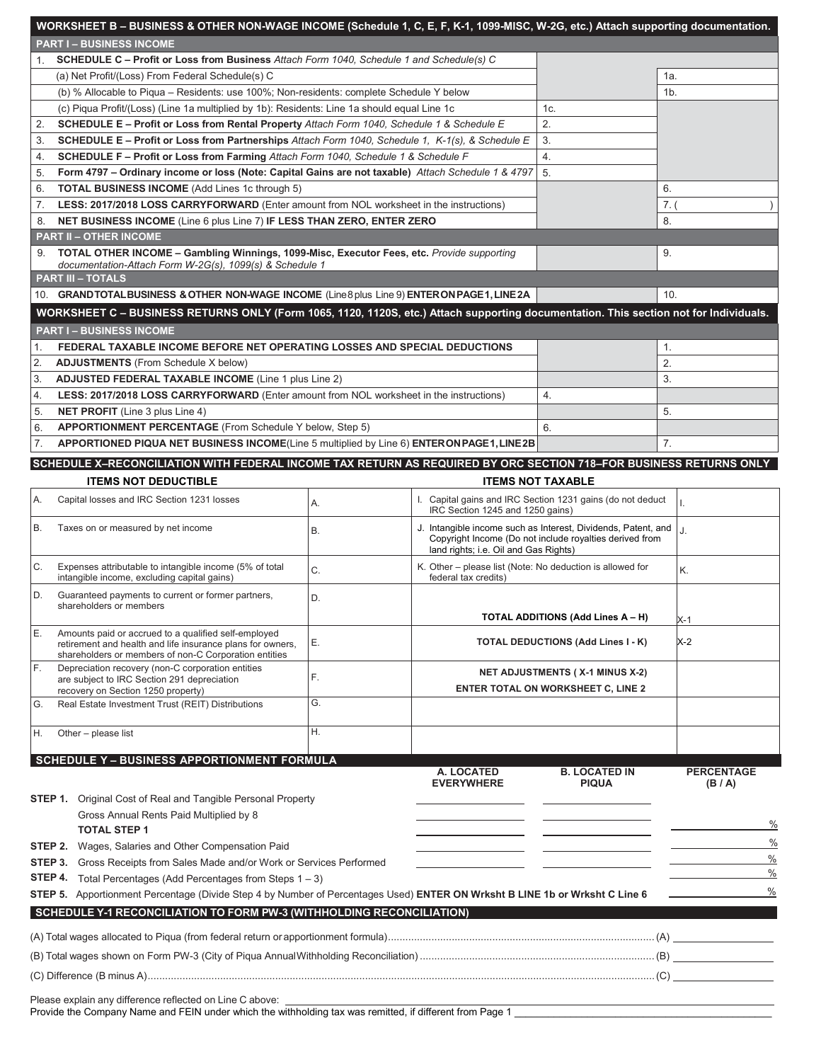## WORKSHEET B – BUSINESS & OTHER NON-WAGE INCOME (Schedule 1, C, E, F, K-1, 1099-MISC, W-2G, etc.) Attach supporting documentation.

| | | | |
|---|---|---|---|
| **PART I – BUSINESS INCOME** | | | |
| 1. **SCHEDULE C – Profit or Loss from Business** *Attach Form 1040, Schedule 1 and Schedule(s) C* | | | |
| (a) Net Profit/(Loss) From Federal Schedule(s) C | | | 1a. |
| (b) % Allocable to Piqua – Residents: use 100%; Non-residents: complete Schedule Y below | | | 1b. |
| (c) Piqua Profit/(Loss) (Line 1a multiplied by 1b): Residents: Line 1a should equal Line 1c | | 1c. | |
| 2. **SCHEDULE E – Profit or Loss from Rental Property** *Attach Form 1040, Schedule 1 & Schedule E* | | 2. | |
| 3. **SCHEDULE E – Profit or Loss from Partnerships** *Attach Form 1040, Schedule 1, K-1(s), & Schedule E* | | 3. | |
| 4. **SCHEDULE F – Profit or Loss from Farming** *Attach Form 1040, Schedule 1 & Schedule F* | | 4. | |
| 5. **Form 4797 – Ordinary income or loss (Note: Capital Gains are not taxable)** *Attach Schedule 1 & 4797* | | 5. | |
| 6. **TOTAL BUSINESS INCOME** (Add Lines 1c through 5) | | | 6. |
| 7. **LESS: 2017/2018 LOSS CARRYFORWARD** (Enter amount from NOL worksheet in the instructions) | | | 7. ( ) |
| 8. **NET BUSINESS INCOME** (Line 6 plus Line 7) **IF LESS THAN ZERO, ENTER ZERO** | | | 8. |
| **PART II – OTHER INCOME** | | | |
| 9. **TOTAL OTHER INCOME – Gambling Winnings, 1099-Misc, Executor Fees, etc.** *Provide supporting documentation-Attach Form W-2G(s), 1099(s) & Schedule 1* | | | 9. |
| **PART III – TOTALS** | | | |
| 10. **GRAND TOTAL BUSINESS & OTHER NON-WAGE INCOME** (Line 8 plus Line 9) **ENTER ON PAGE 1, LINE 2A** | | | 10. |

## WORKSHEET C – BUSINESS RETURNS ONLY (Form 1065, 1120, 1120S, etc.) Attach supporting documentation. This section not for Individuals.

| | | | |
|---|---|---|---|
| **PART I – BUSINESS INCOME** | | | |
| 1. **FEDERAL TAXABLE INCOME BEFORE NET OPERATING LOSSES AND SPECIAL DEDUCTIONS** | | | 1. |
| 2. **ADJUSTMENTS** (From Schedule X below) | | | 2. |
| 3. **ADJUSTED FEDERAL TAXABLE INCOME** (Line 1 plus Line 2) | | | 3. |
| 4. **LESS: 2017/2018 LOSS CARRYFORWARD** (Enter amount from NOL worksheet in the instructions) | | 4. | |
| 5. **NET PROFIT** (Line 3 plus Line 4) | | | 5. |
| 6. **APPORTIONMENT PERCENTAGE** (From Schedule Y below, Step 5) | | 6. | |
| 7. **APPORTIONED PIQUA NET BUSINESS INCOME** (Line 5 multiplied by Line 6) **ENTER ON PAGE 1, LINE 2B** | | | 7. |

## SCHEDULE X–RECONCILIATION WITH FEDERAL INCOME TAX RETURN AS REQUIRED BY ORC SECTION 718–FOR BUSINESS RETURNS ONLY

| ITEMS NOT DEDUCTIBLE | | ITEMS NOT TAXABLE | |
|---|---|---|---|
| A. Capital losses and IRC Section 1231 losses | A. | I. Capital gains and IRC Section 1231 gains (do not deduct IRC Section 1245 and 1250 gains) | I. |
| B. Taxes on or measured by net income | B. | J. Intangible income such as Interest, Dividends, Patent, and Copyright Income (Do not include royalties derived from land rights; i.e. Oil and Gas Rights) | J. |
| C. Expenses attributable to intangible income (5% of total intangible income, excluding capital gains) | C. | K. Other – please list (Note: No deduction is allowed for federal tax credits) | K. |
| D. Guaranteed payments to current or former partners, shareholders or members | D. | **TOTAL ADDITIONS (Add Lines A – H)** | X-1 |
| E. Amounts paid or accrued to a qualified self-employed retirement and health and life insurance plans for owners, shareholders or members of non-C Corporation entities | E. | **TOTAL DEDUCTIONS (Add Lines I - K)** | X-2 |
| F. Depreciation recovery (non-C corporation entities are subject to IRC Section 291 depreciation recovery on Section 1250 property) | F. | **NET ADJUSTMENTS ( X-1 MINUS X-2)** **ENTER TOTAL ON WORKSHEET C, LINE 2** | |
| G. Real Estate Investment Trust (REIT) Distributions | G. | | |
| H. Other – please list | H. | | |

## SCHEDULE Y – BUSINESS APPORTIONMENT FORMULA

| | A. LOCATED EVERYWHERE | B. LOCATED IN PIQUA | PERCENTAGE (B / A) |
|---|---|---|---|
| **STEP 1.** Original Cost of Real and Tangible Personal Property | | | |
| Gross Annual Rents Paid Multiplied by 8 | | | |
| **TOTAL STEP 1** | | | % |
| **STEP 2.** Wages, Salaries and Other Compensation Paid | | | % |
| **STEP 3.** Gross Receipts from Sales Made and/or Work or Services Performed | | | % |
| **STEP 4.** Total Percentages (Add Percentages from Steps 1 – 3) | | | % |
| **STEP 5.** Apportionment Percentage (Divide Step 4 by Number of Percentages Used) **ENTER ON Wrksht B LINE 1b or Wrksht C Line 6** | | | % |

## SCHEDULE Y-1 RECONCILIATION TO FORM PW-3 (WITHHOLDING RECONCILIATION)

(A) Total wages allocated to Piqua (from federal return or apportionment formula)........................................ (A) ____________

(B) Total wages shown on Form PW-3 (City of Piqua Annual Withholding Reconciliation)........................................ (B) ____________

(C) Difference (B minus A)........................................ (C) ____________

Please explain any difference reflected on Line C above: ____________

Provide the Company Name and FEIN under which the withholding tax was remitted, if different from Page 1 ____________